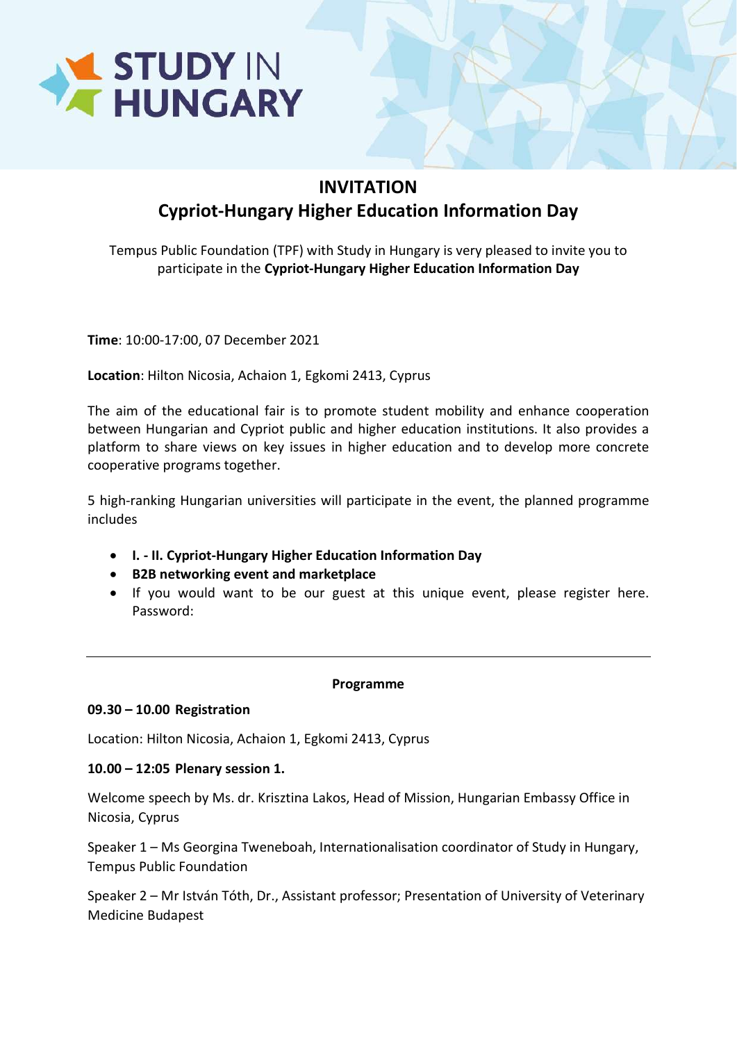**STUDY IN HUNGARY**

# INVITATION

## Cypriot-Hungary Higher Education Information Day

Tempus Public Foundation (TPF) with Study in Hungary is very pleased to invite you to participate in the **Cypriot-Hungary Higher Education Information Day**

**Time**: 10:00-17:00, 07 December 2021

**Location**: Hilton Nicosia, Achaion 1, Egkomi 2413, Cyprus

The aim of the educational fair is to promote student mobility and enhance cooperation between Hungarian and Cypriot public and higher education institutions. It also provides a platform to share views on key issues in higher education and to develop more concrete cooperative programs together.

5 high-ranking Hungarian universities will participate in the event, the planned programme includes

- **I. - II. Cypriot-Hungary Higher Education Information Day**
- **B2B networking event and marketplace**
- If you would want to be our guest at this unique event, please register here. Password:

---

**Programme**

**09.30 – 10.00 Registration**

Location: Hilton Nicosia, Achaion 1, Egkomi 2413, Cyprus

**10.00 – 12:05 Plenary session 1.**

Welcome speech by Ms. dr. Krisztina Lakos, Head of Mission, Hungarian Embassy Office in Nicosia, Cyprus

Speaker 1 – Ms Georgina Tweneboah, Internationalisation coordinator of Study in Hungary, Tempus Public Foundation

Speaker 2 – Mr István Tóth, Dr., Assistant professor; Presentation of University of Veterinary Medicine Budapest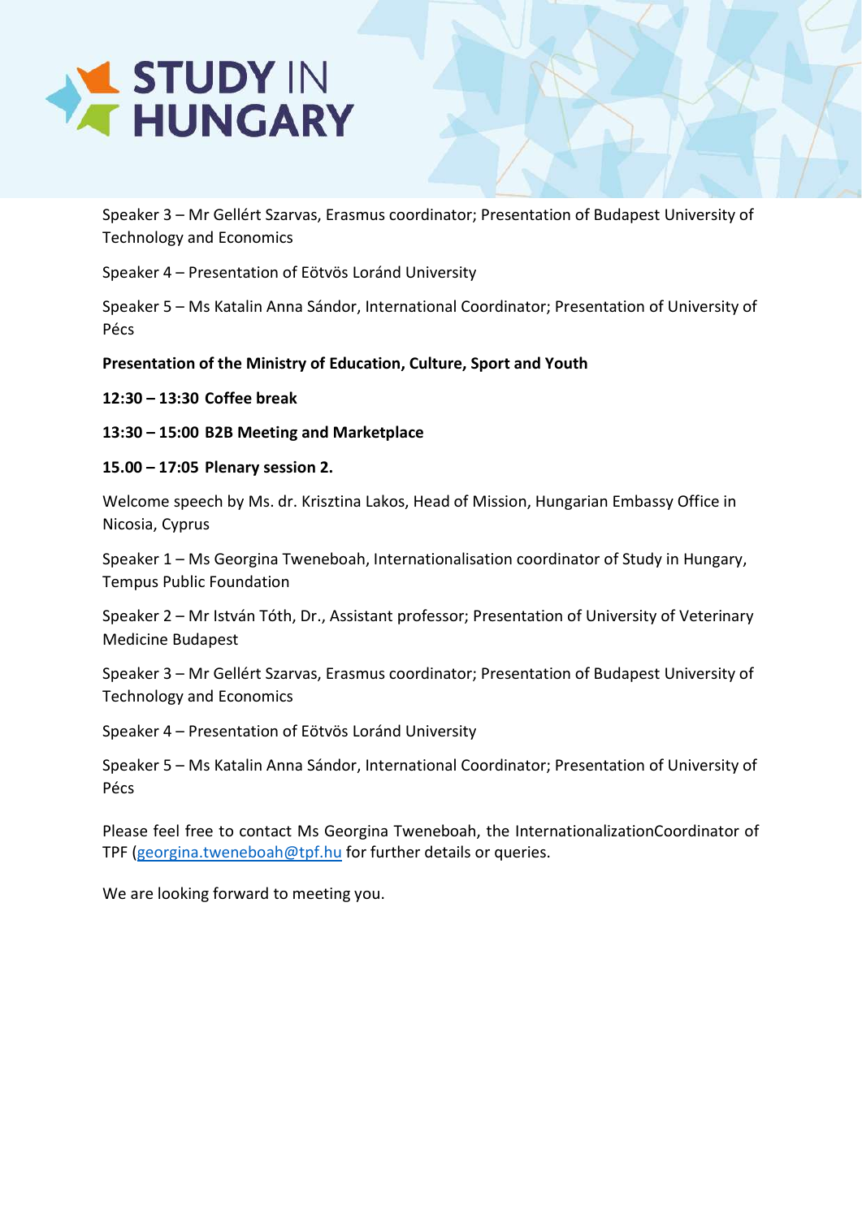Speaker 3 – Mr Gellért Szarvas, Erasmus coordinator; Presentation of Budapest University of Technology and Economics

Speaker 4 – Presentation of Eötvös Loránd University

Speaker 5 – Ms Katalin Anna Sándor, International Coordinator; Presentation of University of Pécs

**Presentation of the Ministry of Education, Culture, Sport and Youth**

**12:30 – 13:30 Coffee break**

**13:30 – 15:00 B2B Meeting and Marketplace**

**15.00 – 17:05 Plenary session 2.**

Welcome speech by Ms. dr. Krisztina Lakos, Head of Mission, Hungarian Embassy Office in Nicosia, Cyprus

Speaker 1 – Ms Georgina Tweneboah, Internationalisation coordinator of Study in Hungary, Tempus Public Foundation

Speaker 2 – Mr István Tóth, Dr., Assistant professor; Presentation of University of Veterinary Medicine Budapest

Speaker 3 – Mr Gellért Szarvas, Erasmus coordinator; Presentation of Budapest University of Technology and Economics

Speaker 4 – Presentation of Eötvös Loránd University

Speaker 5 – Ms Katalin Anna Sándor, International Coordinator; Presentation of University of Pécs

Please feel free to contact Ms Georgina Tweneboah, the InternationalizationCoordinator of TPF (georgina.tweneboah@tpf.hu) for further details or queries.

We are looking forward to meeting you.